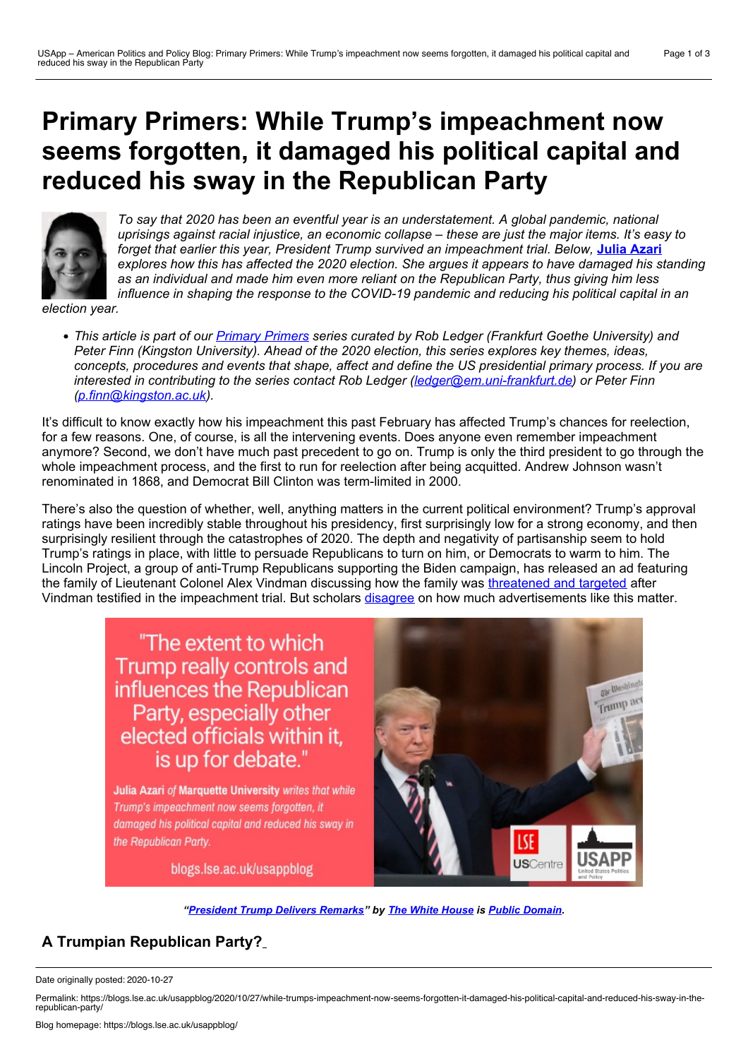# Primary Primers: While Trump's impeachment now seems forgotten, it damaged his political capital and reduced his sway in the Republican Party

*To say that 2020 has been an eventful year is an understatement. A global pandemic, national uprisings against racial injustice, an economic collapse – these are just the major items. It's easy to forget that earlier this year, President Trump survived an impeachment trial. Below,* **Julia Azari** *explores how this has affected the 2020 election. She argues it appears to have damaged his standing as an individual and made him even more reliant on the Republican Party, thus giving him less influence in shaping the response to the COVID-19 pandemic and reducing his political capital in an election year.*

- *This article is part of our Primary Primers series curated by Rob Ledger (Frankfurt Goethe University) and Peter Finn (Kingston University). Ahead of the 2020 election, this series explores key themes, ideas, concepts, procedures and events that shape, affect and define the US presidential primary process. If you are interested in contributing to the series contact Rob Ledger (ledger@em.uni-frankfurt.de) or Peter Finn (p.finn@kingston.ac.uk).*

It's difficult to know exactly how his impeachment this past February has affected Trump's chances for reelection, for a few reasons. One, of course, is all the intervening events. Does anyone even remember impeachment anymore? Second, we don't have much past precedent to go on. Trump is only the third president to go through the whole impeachment process, and the first to run for reelection after being acquitted. Andrew Johnson wasn't renominated in 1868, and Democrat Bill Clinton was term-limited in 2000.

There's also the question of whether, well, anything matters in the current political environment? Trump's approval ratings have been incredibly stable throughout his presidency, first surprisingly low for a strong economy, and then surprisingly resilient through the catastrophes of 2020. The depth and negativity of partisanship seem to hold Trump's ratings in place, with little to persuade Republicans to turn on him, or Democrats to warm to him. The Lincoln Project, a group of anti-Trump Republicans supporting the Biden campaign, has released an ad featuring the family of Lieutenant Colonel Alex Vindman discussing how the family was threatened and targeted after Vindman testified in the impeachment trial. But scholars disagree on how much advertisements like this matter.

***"President Trump Delivers Remarks" by The White House is Public Domain.***

## A Trumpian Republican Party?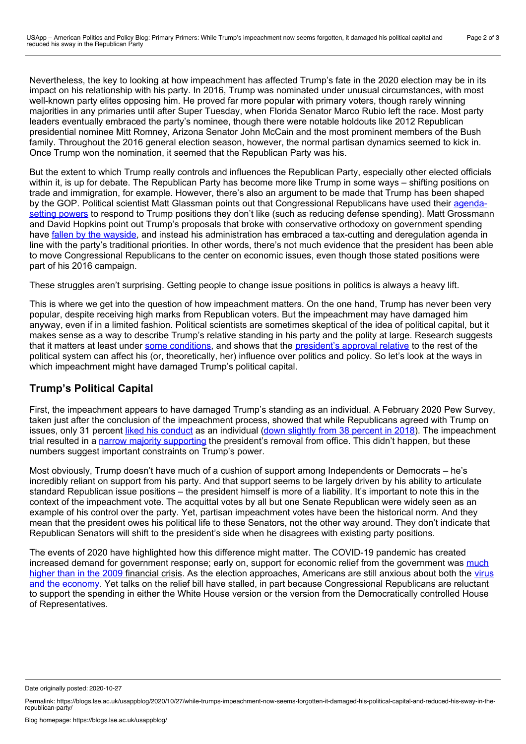Nevertheless, the key to looking at how impeachment has affected Trump's fate in the 2020 election may be in its impact on his relationship with his party. In 2016, Trump was nominated under unusual circumstances, with most well-known party elites opposing him. He proved far more popular with primary voters, though rarely winning majorities in any primaries until after Super Tuesday, when Florida Senator Marco Rubio left the race. Most party leaders eventually embraced the party's nominee, though there were notable holdouts like 2012 Republican presidential nominee Mitt Romney, Arizona Senator John McCain and the most prominent members of the Bush family. Throughout the 2016 general election season, however, the normal partisan dynamics seemed to kick in. Once Trump won the nomination, it seemed that the Republican Party was his.

But the extent to which Trump really controls and influences the Republican Party, especially other elected officials within it, is up for debate. The Republican Party has become more like Trump in some ways – shifting positions on trade and immigration, for example. However, there's also an argument to be made that Trump has been shaped by the GOP. Political scientist Matt Glassman points out that Congressional Republicans have used their agenda-setting powers to respond to Trump positions they don't like (such as reducing defense spending). Matt Grossmann and David Hopkins point out Trump's proposals that broke with conservative orthodoxy on government spending have fallen by the wayside, and instead his administration has embraced a tax-cutting and deregulation agenda in line with the party's traditional priorities. In other words, there's not much evidence that the president has been able to move Congressional Republicans to the center on economic issues, even though those stated positions were part of his 2016 campaign.

These struggles aren't surprising. Getting people to change issue positions in politics is always a heavy lift.

This is where we get into the question of how impeachment matters. On the one hand, Trump has never been very popular, despite receiving high marks from Republican voters. But the impeachment may have damaged him anyway, even if in a limited fashion. Political scientists are sometimes skeptical of the idea of political capital, but it makes sense as a way to describe Trump's relative standing in his party and the polity at large. Research suggests that it matters at least under some conditions, and shows that the president's approval relative to the rest of the political system can affect his (or, theoretically, her) influence over politics and policy. So let's look at the ways in which impeachment might have damaged Trump's political capital.

## Trump's Political Capital

First, the impeachment appears to have damaged Trump's standing as an individual. A February 2020 Pew Survey, taken just after the conclusion of the impeachment process, showed that while Republicans agreed with Trump on issues, only 31 percent liked his conduct as an individual (down slightly from 38 percent in 2018). The impeachment trial resulted in a narrow majority supporting the president's removal from office. This didn't happen, but these numbers suggest important constraints on Trump's power.

Most obviously, Trump doesn't have much of a cushion of support among Independents or Democrats – he's incredibly reliant on support from his party. And that support seems to be largely driven by his ability to articulate standard Republican issue positions – the president himself is more of a liability. It's important to note this in the context of the impeachment vote. The acquittal votes by all but one Senate Republican were widely seen as an example of his control over the party. Yet, partisan impeachment votes have been the historical norm. And they mean that the president owes his political life to these Senators, not the other way around. They don't indicate that Republican Senators will shift to the president's side when he disagrees with existing party positions.

The events of 2020 have highlighted how this difference might matter. The COVID-19 pandemic has created increased demand for government response; early on, support for economic relief from the government was much higher than in the 2009 financial crisis. As the election approaches, Americans are still anxious about both the virus and the economy. Yet talks on the relief bill have stalled, in part because Congressional Republicans are reluctant to support the spending in either the White House version or the version from the Democratically controlled House of Representatives.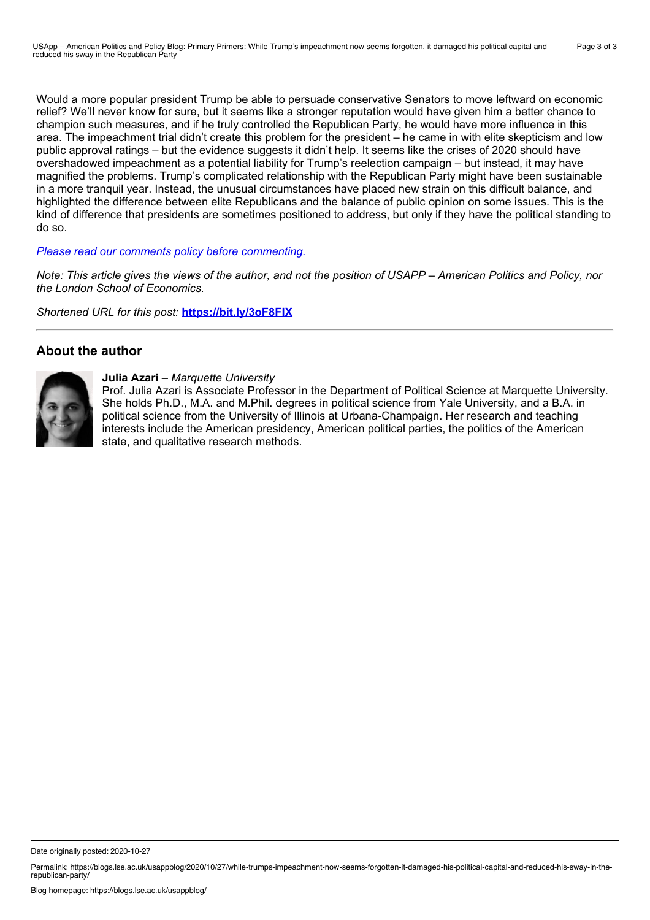Would a more popular president Trump be able to persuade conservative Senators to move leftward on economic relief? We'll never know for sure, but it seems like a stronger reputation would have given him a better chance to champion such measures, and if he truly controlled the Republican Party, he would have more influence in this area. The impeachment trial didn't create this problem for the president – he came in with elite skepticism and low public approval ratings – but the evidence suggests it didn't help. It seems like the crises of 2020 should have overshadowed impeachment as a potential liability for Trump's reelection campaign – but instead, it may have magnified the problems. Trump's complicated relationship with the Republican Party might have been sustainable in a more tranquil year. Instead, the unusual circumstances have placed new strain on this difficult balance, and highlighted the difference between elite Republicans and the balance of public opinion on some issues. This is the kind of difference that presidents are sometimes positioned to address, but only if they have the political standing to do so.

*Please read our comments policy before commenting.*

*Note: This article gives the views of the author, and not the position of USAPP – American Politics and Policy, nor the London School of Economics.*

*Shortened URL for this post:* **https://bit.ly/3oF8FIX**

---

## About the author

**Julia Azari** – *Marquette University*
Prof. Julia Azari is Associate Professor in the Department of Political Science at Marquette University. She holds Ph.D., M.A. and M.Phil. degrees in political science from Yale University, and a B.A. in political science from the University of Illinois at Urbana-Champaign. Her research and teaching interests include the American presidency, American political parties, the politics of the American state, and qualitative research methods.

Date originally posted: 2020-10-27

Permalink: https://blogs.lse.ac.uk/usappblog/2020/10/27/while-trumps-impeachment-now-seems-forgotten-it-damaged-his-political-capital-and-reduced-his-sway-in-the-republican-party/

Blog homepage: https://blogs.lse.ac.uk/usappblog/